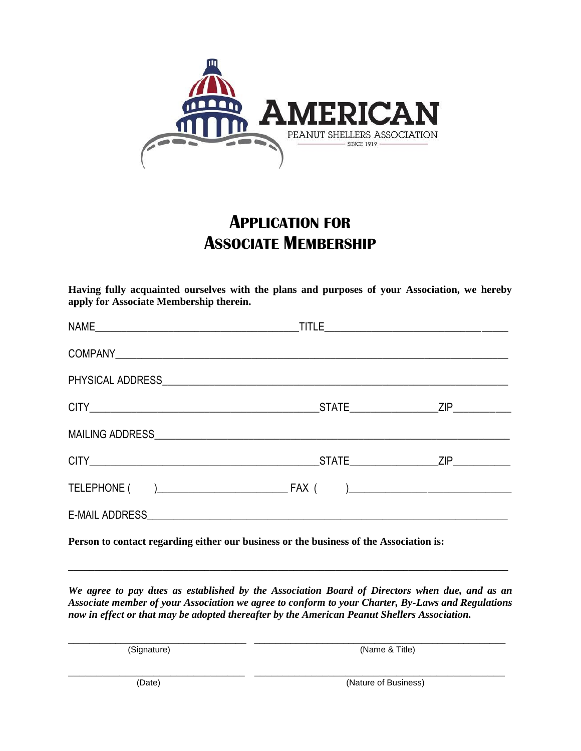AMERICAN
PEANUT SHELLERS ASSOCIATION
SINCE 1919

# APPLICATION FOR ASSOCIATE MEMBERSHIP

**Having fully acquainted ourselves with the plans and purposes of your Association, we hereby apply for Associate Membership therein.**

NAME_______________________________________ TITLE_______________________________

COMPANY_____________________________________________________________________

PHYSICAL ADDRESS_____________________________________________________________

CITY_____________________________________________ STATE________________ ZIP____________

MAILING ADDRESS______________________________________________________________

CITY_____________________________________________ STATE________________ ZIP____________

TELEPHONE (     )________________________ FAX (     )________________________________

E-MAIL ADDRESS_______________________________________________________________

**Person to contact regarding either our business or the business of the Association is:**

_____________________________________________________________________________

***We agree to pay dues as established by the Association Board of Directors when due, and as an Associate member of your Association we agree to conform to your Charter, By-Laws and Regulations now in effect or that may be adopted thereafter by the American Peanut Shellers Association.***

| ____________________________ | ____________________________ |
| --- | --- |
| (Signature) | (Name & Title) |
| ____________________________ | ____________________________ |
| (Date) | (Nature of Business) |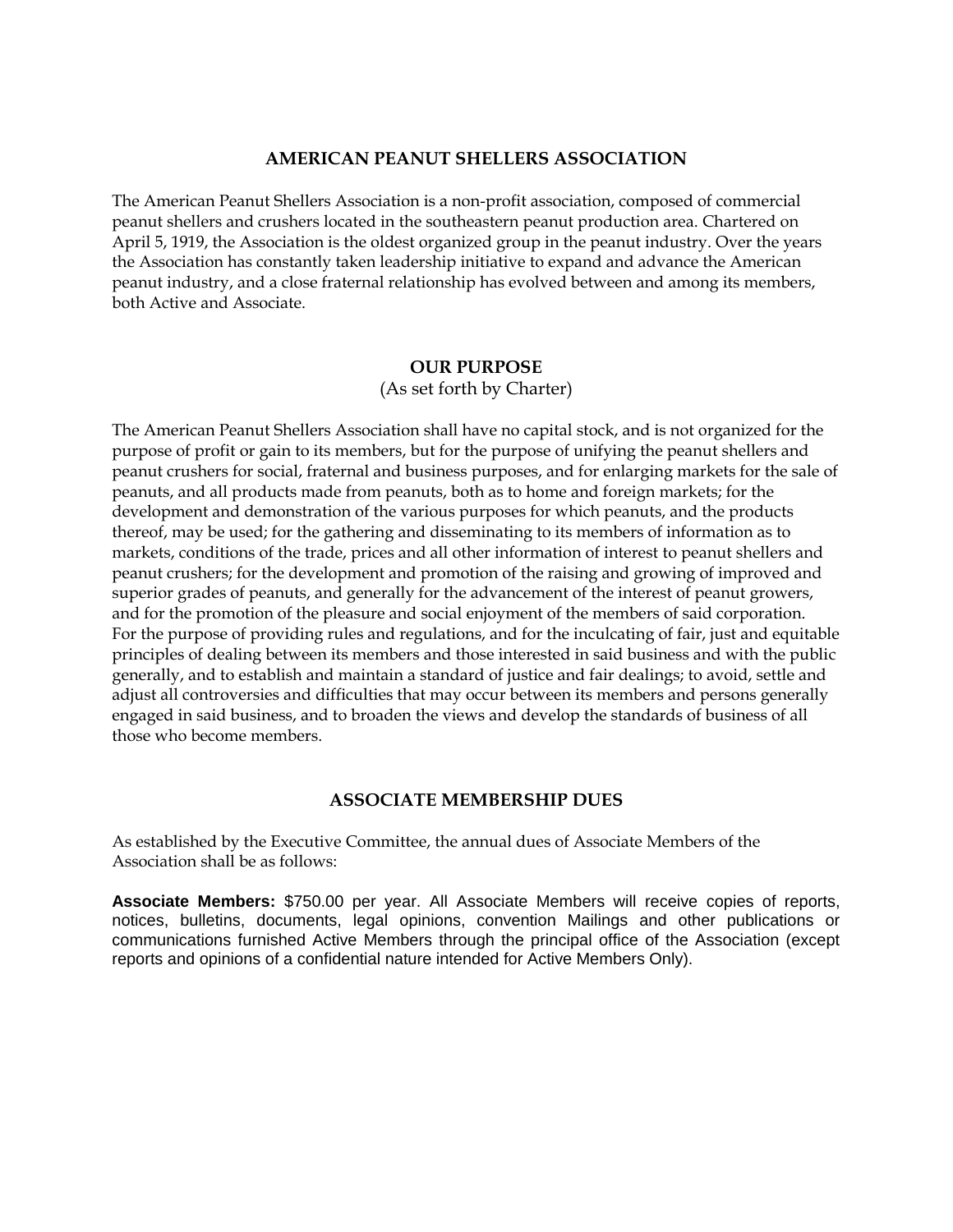## AMERICAN PEANUT SHELLERS ASSOCIATION

The American Peanut Shellers Association is a non-profit association, composed of commercial peanut shellers and crushers located in the southeastern peanut production area. Chartered on April 5, 1919, the Association is the oldest organized group in the peanut industry. Over the years the Association has constantly taken leadership initiative to expand and advance the American peanut industry, and a close fraternal relationship has evolved between and among its members, both Active and Associate.

## OUR PURPOSE

(As set forth by Charter)

The American Peanut Shellers Association shall have no capital stock, and is not organized for the purpose of profit or gain to its members, but for the purpose of unifying the peanut shellers and peanut crushers for social, fraternal and business purposes, and for enlarging markets for the sale of peanuts, and all products made from peanuts, both as to home and foreign markets; for the development and demonstration of the various purposes for which peanuts, and the products thereof, may be used; for the gathering and disseminating to its members of information as to markets, conditions of the trade, prices and all other information of interest to peanut shellers and peanut crushers; for the development and promotion of the raising and growing of improved and superior grades of peanuts, and generally for the advancement of the interest of peanut growers, and for the promotion of the pleasure and social enjoyment of the members of said corporation. For the purpose of providing rules and regulations, and for the inculcating of fair, just and equitable principles of dealing between its members and those interested in said business and with the public generally, and to establish and maintain a standard of justice and fair dealings; to avoid, settle and adjust all controversies and difficulties that may occur between its members and persons generally engaged in said business, and to broaden the views and develop the standards of business of all those who become members.

## ASSOCIATE MEMBERSHIP DUES

As established by the Executive Committee, the annual dues of Associate Members of the Association shall be as follows:

**Associate Members:** $750.00 per year. All Associate Members will receive copies of reports, notices, bulletins, documents, legal opinions, convention Mailings and other publications or communications furnished Active Members through the principal office of the Association (except reports and opinions of a confidential nature intended for Active Members Only).